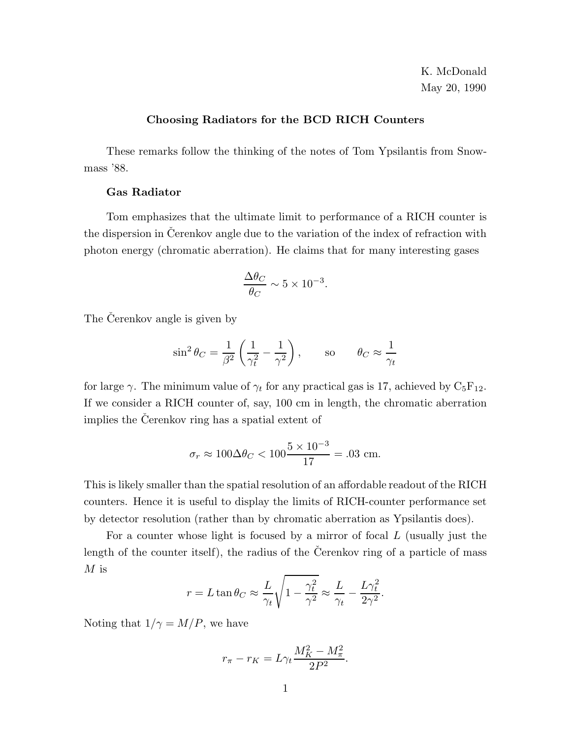K. McDonald
May 20, 1990

### Choosing Radiators for the BCD RICH Counters

These remarks follow the thinking of the notes of Tom Ypsilantis from Snowmass '88.

#### Gas Radiator

Tom emphasizes that the ultimate limit to performance of a RICH counter is the dispersion in Čerenkov angle due to the variation of the index of refraction with photon energy (chromatic aberration). He claims that for many interesting gases

$$\frac{\Delta\theta_C}{\theta_C} \sim 5 \times 10^{-3}.$$

The Čerenkov angle is given by

$$\sin^2\theta_C = \frac{1}{\beta^2}\left(\frac{1}{\gamma_t^2} - \frac{1}{\gamma^2}\right), \qquad \text{so} \qquad \theta_C \approx \frac{1}{\gamma_t}$$

for large $\gamma$. The minimum value of $\gamma_t$ for any practical gas is 17, achieved by $C_5F_{12}$. If we consider a RICH counter of, say, 100 cm in length, the chromatic aberration implies the Čerenkov ring has a spatial extent of

$$\sigma_r \approx 100\Delta\theta_C < 100\frac{5 \times 10^{-3}}{17} = .03 \text{ cm}.$$

This is likely smaller than the spatial resolution of an affordable readout of the RICH counters. Hence it is useful to display the limits of RICH-counter performance set by detector resolution (rather than by chromatic aberration as Ypsilantis does).

For a counter whose light is focused by a mirror of focal $L$ (usually just the length of the counter itself), the radius of the Čerenkov ring of a particle of mass $M$ is

$$r = L\tan\theta_C \approx \frac{L}{\gamma_t}\sqrt{1 - \frac{\gamma_t^2}{\gamma^2}} \approx \frac{L}{\gamma_t} - \frac{L\gamma_t^2}{2\gamma^2}.$$

Noting that $1/\gamma = M/P$, we have

$$r_\pi - r_K = L\gamma_t\frac{M_K^2 - M_\pi^2}{2P^2}.$$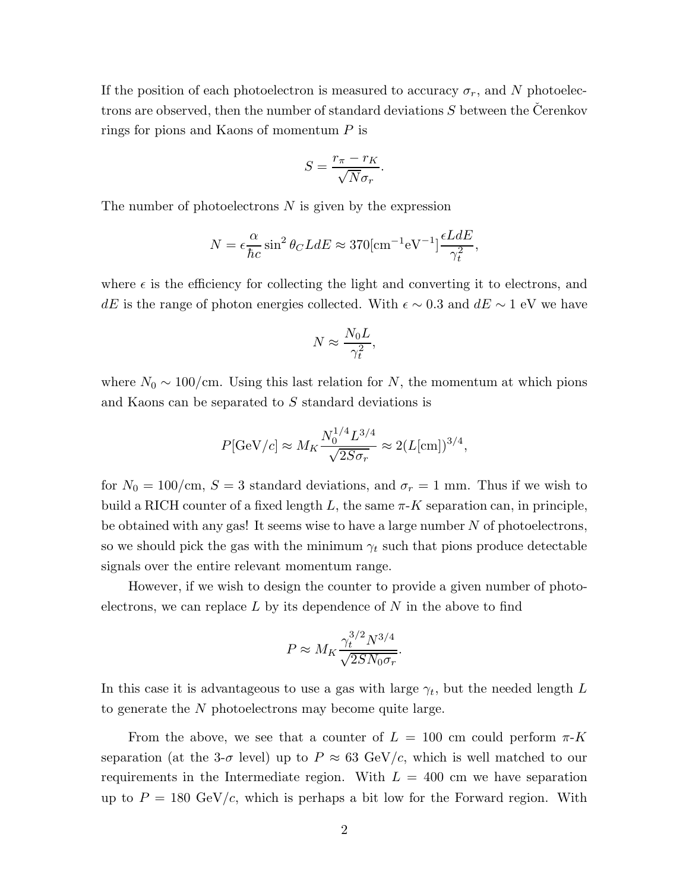If the position of each photoelectron is measured to accuracy $\sigma_r$, and $N$ photoelectrons are observed, then the number of standard deviations $S$ between the Čerenkov rings for pions and Kaons of momentum $P$ is

$$S = \frac{r_\pi - r_K}{\sqrt{N}\sigma_r}.$$

The number of photoelectrons $N$ is given by the expression

$$N = \epsilon \frac{\alpha}{\hbar c} \sin^2 \theta_C L dE \approx 370[\mathrm{cm}^{-1}\mathrm{eV}^{-1}] \frac{\epsilon L dE}{\gamma_t^2},$$

where $\epsilon$ is the efficiency for collecting the light and converting it to electrons, and $dE$ is the range of photon energies collected. With $\epsilon \sim 0.3$ and $dE \sim 1$ eV we have

$$N \approx \frac{N_0 L}{\gamma_t^2},$$

where $N_0 \sim 100$/cm. Using this last relation for $N$, the momentum at which pions and Kaons can be separated to $S$ standard deviations is

$$P[\mathrm{GeV}/c] \approx M_K \frac{N_0^{1/4} L^{3/4}}{\sqrt{2S\sigma_r}} \approx 2(L[\mathrm{cm}])^{3/4},$$

for $N_0 = 100$/cm, $S = 3$ standard deviations, and $\sigma_r = 1$ mm. Thus if we wish to build a RICH counter of a fixed length $L$, the same $\pi$-$K$ separation can, in principle, be obtained with any gas! It seems wise to have a large number $N$ of photoelectrons, so we should pick the gas with the minimum $\gamma_t$ such that pions produce detectable signals over the entire relevant momentum range.

However, if we wish to design the counter to provide a given number of photoelectrons, we can replace $L$ by its dependence of $N$ in the above to find

$$P \approx M_K \frac{\gamma_t^{3/2} N^{3/4}}{\sqrt{2SN_0\sigma_r}}.$$

In this case it is advantageous to use a gas with large $\gamma_t$, but the needed length $L$ to generate the $N$ photoelectrons may become quite large.

From the above, we see that a counter of $L = 100$ cm could perform $\pi$-$K$ separation (at the 3-$\sigma$ level) up to $P \approx 63$ GeV/$c$, which is well matched to our requirements in the Intermediate region. With $L = 400$ cm we have separation up to $P = 180$ GeV/$c$, which is perhaps a bit low for the Forward region. With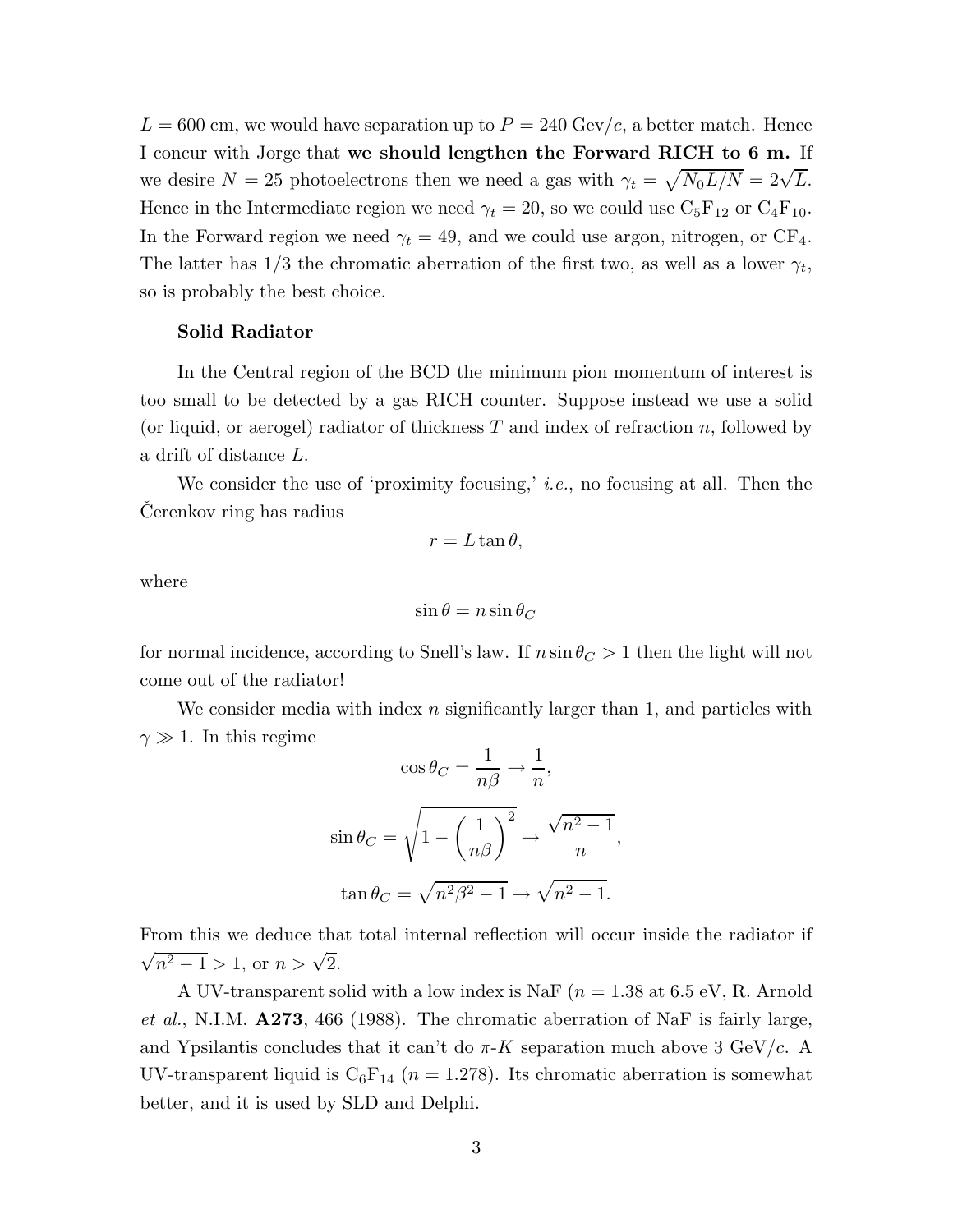$L = 600$ cm, we would have separation up to $P = 240$ Gev/$c$, a better match. Hence I concur with Jorge that **we should lengthen the Forward RICH to 6 m.** If we desire $N = 25$ photoelectrons then we need a gas with $\gamma_t = \sqrt{N_0 L/N} = 2\sqrt{L}$. Hence in the Intermediate region we need $\gamma_t = 20$, so we could use $C_5F_{12}$ or $C_4F_{10}$. In the Forward region we need $\gamma_t = 49$, and we could use argon, nitrogen, or $CF_4$. The latter has 1/3 the chromatic aberration of the first two, as well as a lower $\gamma_t$, so is probably the best choice.

**Solid Radiator**

In the Central region of the BCD the minimum pion momentum of interest is too small to be detected by a gas RICH counter. Suppose instead we use a solid (or liquid, or aerogel) radiator of thickness $T$ and index of refraction $n$, followed by a drift of distance $L$.

We consider the use of 'proximity focusing,' *i.e.*, no focusing at all. Then the Čerenkov ring has radius

$$r = L \tan\theta,$$

where

$$\sin\theta = n \sin\theta_C$$

for normal incidence, according to Snell's law. If $n \sin\theta_C > 1$ then the light will not come out of the radiator!

We consider media with index $n$ significantly larger than 1, and particles with $\gamma \gg 1$. In this regime

$$\cos\theta_C = \frac{1}{n\beta} \to \frac{1}{n},$$

$$\sin\theta_C = \sqrt{1 - \left(\frac{1}{n\beta}\right)^2} \to \frac{\sqrt{n^2 - 1}}{n},$$

$$\tan\theta_C = \sqrt{n^2\beta^2 - 1} \to \sqrt{n^2 - 1}.$$

From this we deduce that total internal reflection will occur inside the radiator if $\sqrt{n^2 - 1} > 1$, or $n > \sqrt{2}$.

A UV-transparent solid with a low index is NaF ($n = 1.38$ at 6.5 eV, R. Arnold *et al.*, N.I.M. **A273**, 466 (1988). The chromatic aberration of NaF is fairly large, and Ypsilantis concludes that it can't do $\pi$-$K$ separation much above 3 GeV/$c$. A UV-transparent liquid is $C_6F_{14}$ ($n = 1.278$). Its chromatic aberration is somewhat better, and it is used by SLD and Delphi.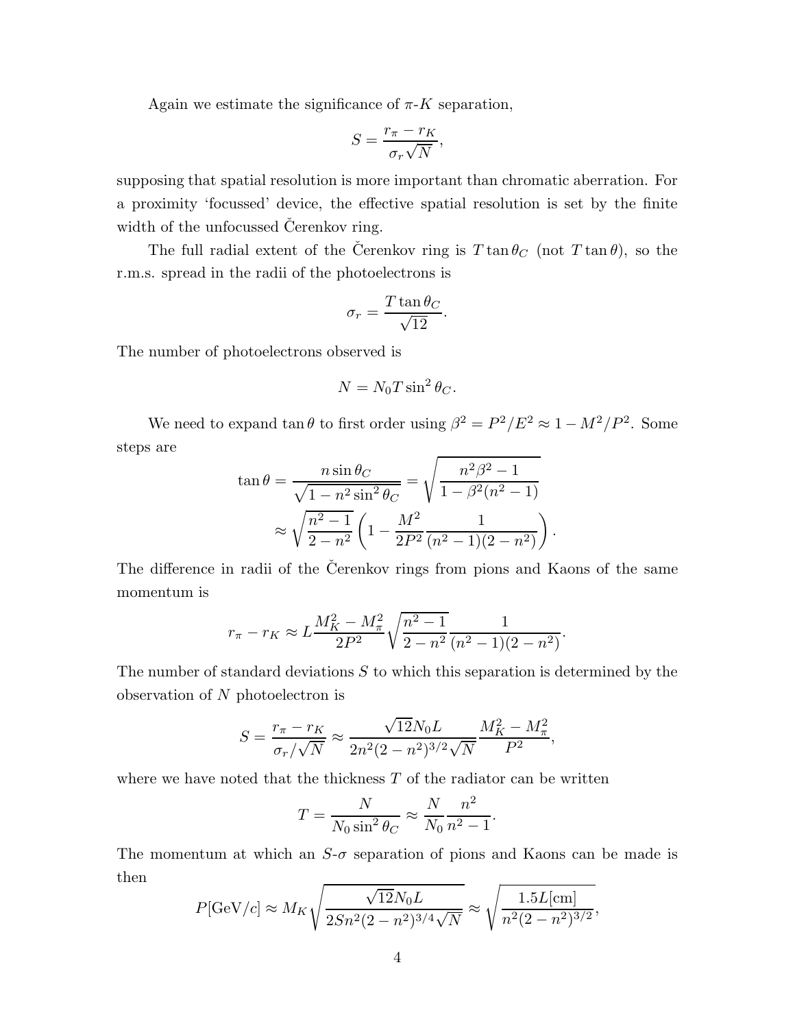Again we estimate the significance of $\pi$-$K$ separation,

$$S = \frac{r_\pi - r_K}{\sigma_r \sqrt{N}},$$

supposing that spatial resolution is more important than chromatic aberration. For a proximity 'focussed' device, the effective spatial resolution is set by the finite width of the unfocussed Čerenkov ring.

The full radial extent of the Čerenkov ring is $T \tan\theta_C$ (not $T \tan\theta$), so the r.m.s. spread in the radii of the photoelectrons is

$$\sigma_r = \frac{T \tan\theta_C}{\sqrt{12}}.$$

The number of photoelectrons observed is

$$N = N_0 T \sin^2\theta_C.$$

We need to expand $\tan\theta$ to first order using $\beta^2 = P^2/E^2 \approx 1 - M^2/P^2$. Some steps are

$$\begin{aligned}
\tan\theta = \frac{n \sin\theta_C}{\sqrt{1 - n^2 \sin^2\theta_C}} &= \sqrt{\frac{n^2\beta^2 - 1}{1 - \beta^2(n^2 - 1)}} \\
&\approx \sqrt{\frac{n^2 - 1}{2 - n^2}} \left(1 - \frac{M^2}{2P^2} \frac{1}{(n^2 - 1)(2 - n^2)}\right).
\end{aligned}$$

The difference in radii of the Čerenkov rings from pions and Kaons of the same momentum is

$$r_\pi - r_K \approx L \frac{M_K^2 - M_\pi^2}{2P^2} \sqrt{\frac{n^2 - 1}{2 - n^2}} \frac{1}{(n^2 - 1)(2 - n^2)}.$$

The number of standard deviations $S$ to which this separation is determined by the observation of $N$ photoelectron is

$$S = \frac{r_\pi - r_K}{\sigma_r/\sqrt{N}} \approx \frac{\sqrt{12} N_0 L}{2n^2(2 - n^2)^{3/2}\sqrt{N}} \frac{M_K^2 - M_\pi^2}{P^2},$$

where we have noted that the thickness $T$ of the radiator can be written

$$T = \frac{N}{N_0 \sin^2\theta_C} \approx \frac{N}{N_0} \frac{n^2}{n^2 - 1}.$$

The momentum at which an $S$-$\sigma$ separation of pions and Kaons can be made is then

$$P[\mathrm{GeV}/c] \approx M_K \sqrt{\frac{\sqrt{12} N_0 L}{2Sn^2(2 - n^2)^{3/4}\sqrt{N}}} \approx \sqrt{\frac{1.5 L[\mathrm{cm}]}{n^2(2 - n^2)^{3/2}}},$$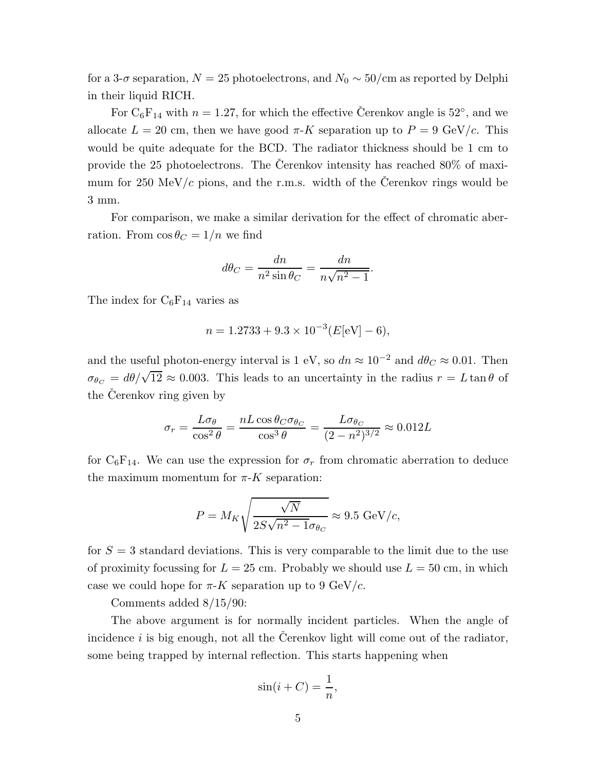for a 3-$\sigma$ separation, $N = 25$ photoelectrons, and $N_0 \sim 50$/cm as reported by Delphi in their liquid RICH.

For $C_6F_{14}$ with $n = 1.27$, for which the effective Čerenkov angle is 52°, and we allocate $L = 20$ cm, then we have good $\pi$-$K$ separation up to $P = 9$ GeV/$c$. This would be quite adequate for the BCD. The radiator thickness should be 1 cm to provide the 25 photoelectrons. The Čerenkov intensity has reached 80% of maximum for 250 MeV/$c$ pions, and the r.m.s. width of the Čerenkov rings would be 3 mm.

For comparison, we make a similar derivation for the effect of chromatic aberration. From $\cos\theta_C = 1/n$ we find

$$d\theta_C = \frac{dn}{n^2 \sin\theta_C} = \frac{dn}{n\sqrt{n^2 - 1}}.$$

The index for $C_6F_{14}$ varies as

$$n = 1.2733 + 9.3 \times 10^{-3}(E[\text{eV}] - 6),$$

and the useful photon-energy interval is 1 eV, so $dn \approx 10^{-2}$ and $d\theta_C \approx 0.01$. Then $\sigma_{\theta_C} = d\theta/\sqrt{12} \approx 0.003$. This leads to an uncertainty in the radius $r = L\tan\theta$ of the Čerenkov ring given by

$$\sigma_r = \frac{L\sigma_\theta}{\cos^2\theta} = \frac{nL\cos\theta_C\sigma_{\theta_C}}{\cos^3\theta} = \frac{L\sigma_{\theta_C}}{(2 - n^2)^{3/2}} \approx 0.012L$$

for $C_6F_{14}$. We can use the expression for $\sigma_r$ from chromatic aberration to deduce the maximum momentum for $\pi$-$K$ separation:

$$P = M_K\sqrt{\frac{\sqrt{N}}{2S\sqrt{n^2 - 1}\sigma_{\theta_C}}} \approx 9.5 \text{ GeV}/c,$$

for $S = 3$ standard deviations. This is very comparable to the limit due to the use of proximity focussing for $L = 25$ cm. Probably we should use $L = 50$ cm, in which case we could hope for $\pi$-$K$ separation up to 9 GeV/$c$.

Comments added 8/15/90:

The above argument is for normally incident particles. When the angle of incidence $i$ is big enough, not all the Čerenkov light will come out of the radiator, some being trapped by internal reflection. This starts happening when

$$\sin(i + C) = \frac{1}{n},$$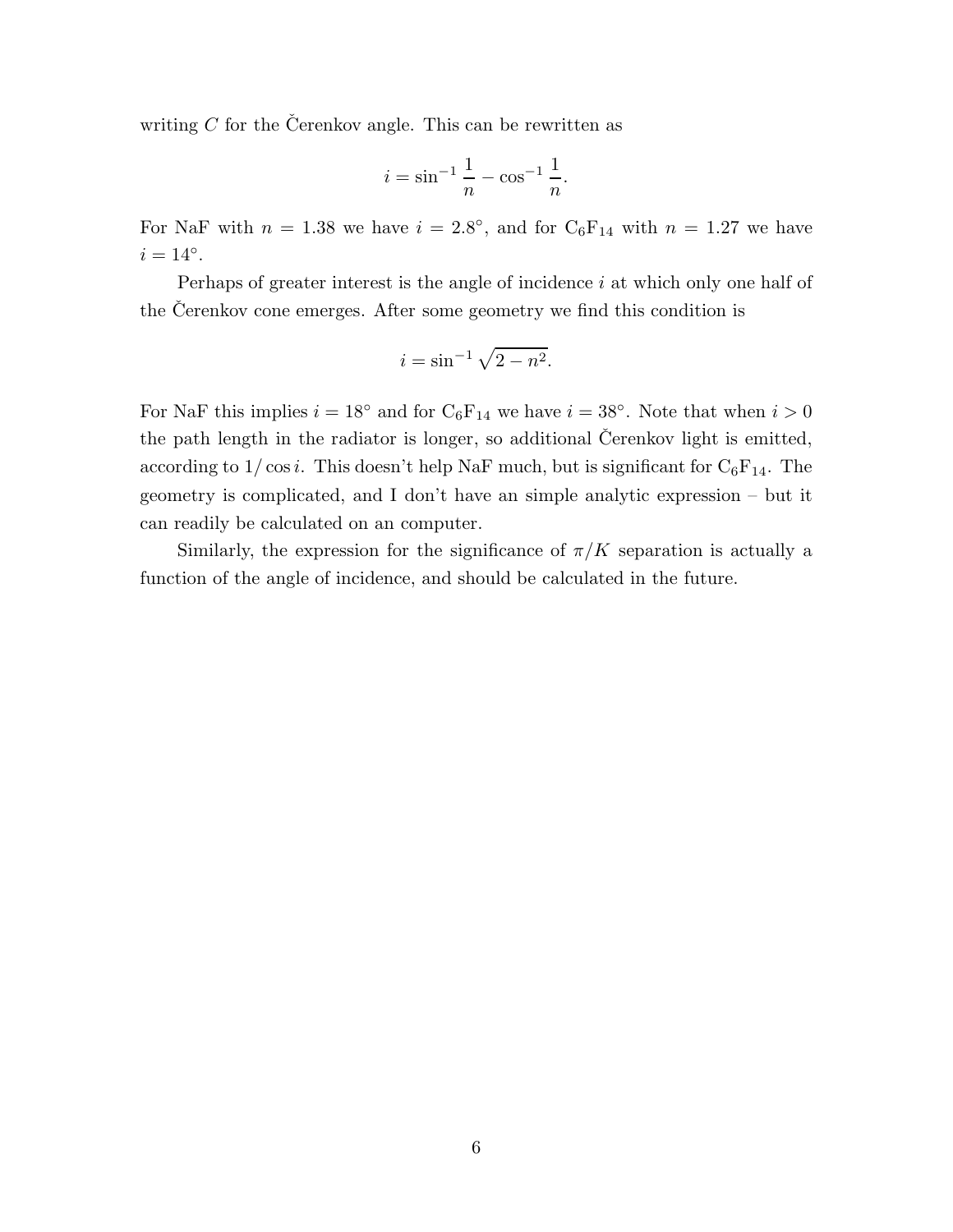writing $C$ for the Čerenkov angle. This can be rewritten as

$$i = \sin^{-1}\frac{1}{n} - \cos^{-1}\frac{1}{n}.$$

For NaF with $n = 1.38$ we have $i = 2.8^\circ$, and for $C_6F_{14}$ with $n = 1.27$ we have $i = 14^\circ$.

Perhaps of greater interest is the angle of incidence $i$ at which only one half of the Čerenkov cone emerges. After some geometry we find this condition is

$$i = \sin^{-1}\sqrt{2 - n^2}.$$

For NaF this implies $i = 18^\circ$ and for $C_6F_{14}$ we have $i = 38^\circ$. Note that when $i > 0$ the path length in the radiator is longer, so additional Čerenkov light is emitted, according to $1/\cos i$. This doesn't help NaF much, but is significant for $C_6F_{14}$. The geometry is complicated, and I don't have an simple analytic expression – but it can readily be calculated on an computer.

Similarly, the expression for the significance of $\pi/K$ separation is actually a function of the angle of incidence, and should be calculated in the future.